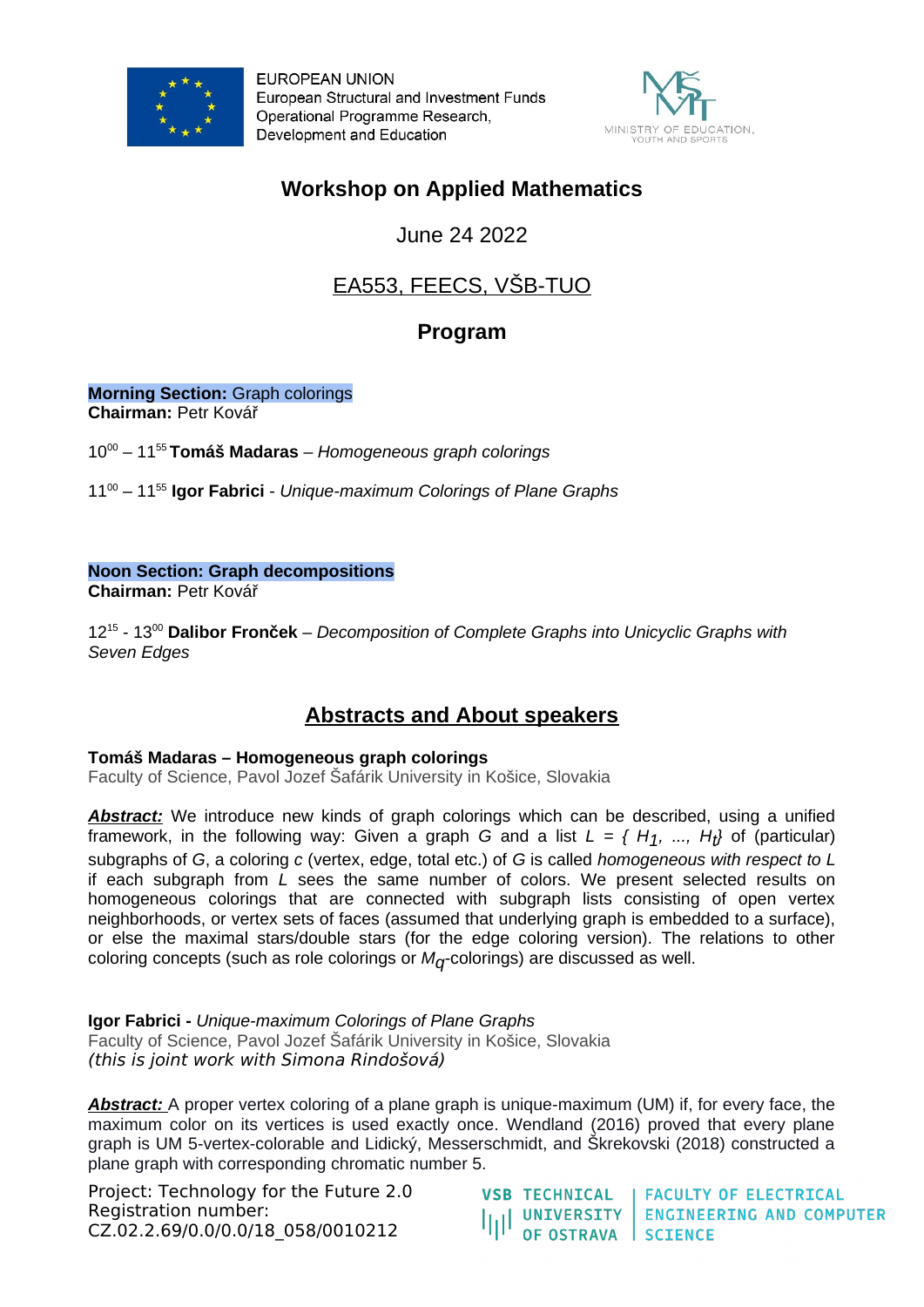EUROPEAN UNION
European Structural and Investment Funds
Operational Programme Research, Development and Education

MINISTRY OF EDUCATION, YOUTH AND SPORTS

# Workshop on Applied Mathematics

June 24 2022

EA553, FEECS, VŠB-TUO

## Program

**Morning Section:** Graph colorings
**Chairman:** Petr Kovář

$10^{00}$ – $11^{55}$ **Tomáš Madaras** – *Homogeneous graph colorings*

$11^{00}$ – $11^{55}$ **Igor Fabrici** - *Unique-maximum Colorings of Plane Graphs*

**Noon Section: Graph decompositions**
**Chairman:** Petr Kovář

$12^{15}$ - $13^{00}$ **Dalibor Fronček** – *Decomposition of Complete Graphs into Unicyclic Graphs with Seven Edges*

## Abstracts and About speakers

**Tomáš Madaras – Homogeneous graph colorings**
Faculty of Science, Pavol Jozef Šafárik University in Košice, Slovakia

***Abstract:*** We introduce new kinds of graph colorings which can be described, using a unified framework, in the following way: Given a graph $G$ and a list $L = \{ H_1, ..., H_t\}$ of (particular) subgraphs of $G$, a coloring $c$ (vertex, edge, total etc.) of $G$ is called *homogeneous with respect to L* if each subgraph from $L$ sees the same number of colors. We present selected results on homogeneous colorings that are connected with subgraph lists consisting of open vertex neighborhoods, or vertex sets of faces (assumed that underlying graph is embedded to a surface), or else the maximal stars/double stars (for the edge coloring version). The relations to other coloring concepts (such as role colorings or $M_q$-colorings) are discussed as well.

**Igor Fabrici -** *Unique-maximum Colorings of Plane Graphs*
Faculty of Science, Pavol Jozef Šafárik University in Košice, Slovakia
*(this is joint work with Simona Rindošová)*

***Abstract:*** A proper vertex coloring of a plane graph is unique-maximum (UM) if, for every face, the maximum color on its vertices is used exactly once. Wendland (2016) proved that every plane graph is UM 5-vertex-colorable and Lidický, Messerschmidt, and Škrekovski (2018) constructed a plane graph with corresponding chromatic number 5.

Project: Technology for the Future 2.0
Registration number:
CZ.02.2.69/0.0/0.0/18_058/0010212

VSB TECHNICAL UNIVERSITY OF OSTRAVA | FACULTY OF ELECTRICAL ENGINEERING AND COMPUTER SCIENCE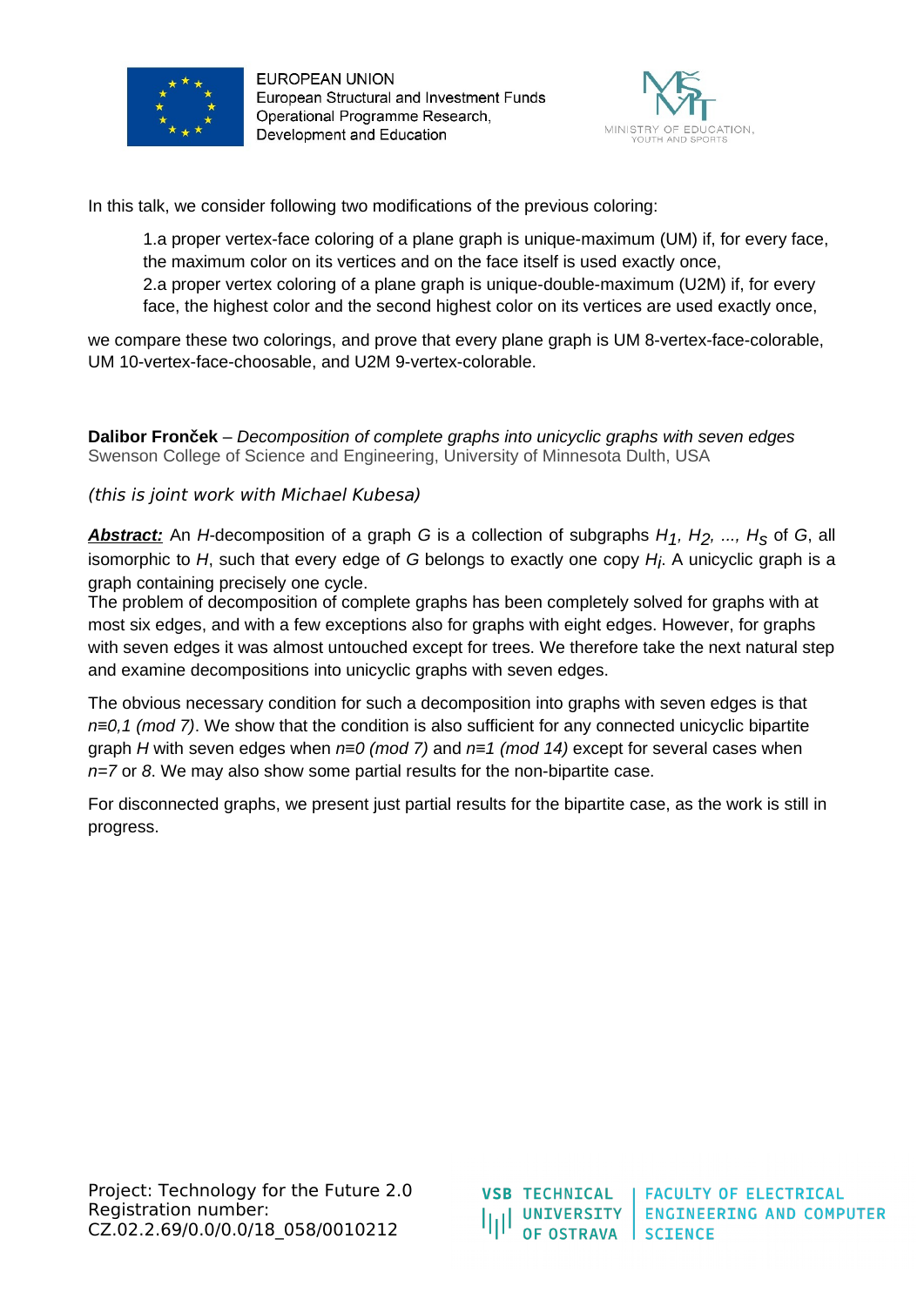In this talk, we consider following two modifications of the previous coloring:

> 1.a proper vertex-face coloring of a plane graph is unique-maximum (UM) if, for every face, the maximum color on its vertices and on the face itself is used exactly once,
> 2.a proper vertex coloring of a plane graph is unique-double-maximum (U2M) if, for every face, the highest color and the second highest color on its vertices are used exactly once,

we compare these two colorings, and prove that every plane graph is UM 8-vertex-face-colorable, UM 10-vertex-face-choosable, and U2M 9-vertex-colorable.

**Dalibor Frončék** – *Decomposition of complete graphs into unicyclic graphs with seven edges*
Swenson College of Science and Engineering, University of Minnesota Dulth, USA

*(this is joint work with Michael Kubesa)*

***Abstract:*** An $H$-decomposition of a graph $G$ is a collection of subgraphs $H_1, H_2, ..., H_s$ of $G$, all isomorphic to $H$, such that every edge of $G$ belongs to exactly one copy $H_i$. A unicyclic graph is a graph containing precisely one cycle.
The problem of decomposition of complete graphs has been completely solved for graphs with at most six edges, and with a few exceptions also for graphs with eight edges. However, for graphs with seven edges it was almost untouched except for trees. We therefore take the next natural step and examine decompositions into unicyclic graphs with seven edges.

The obvious necessary condition for such a decomposition into graphs with seven edges is that $n \equiv 0,1 \pmod 7$. We show that the condition is also sufficient for any connected unicyclic bipartite graph $H$ with seven edges when $n \equiv 0 \pmod 7$ and $n \equiv 1 \pmod{14}$ except for several cases when $n=7$ or $8$. We may also show some partial results for the non-bipartite case.

For disconnected graphs, we present just partial results for the bipartite case, as the work is still in progress.